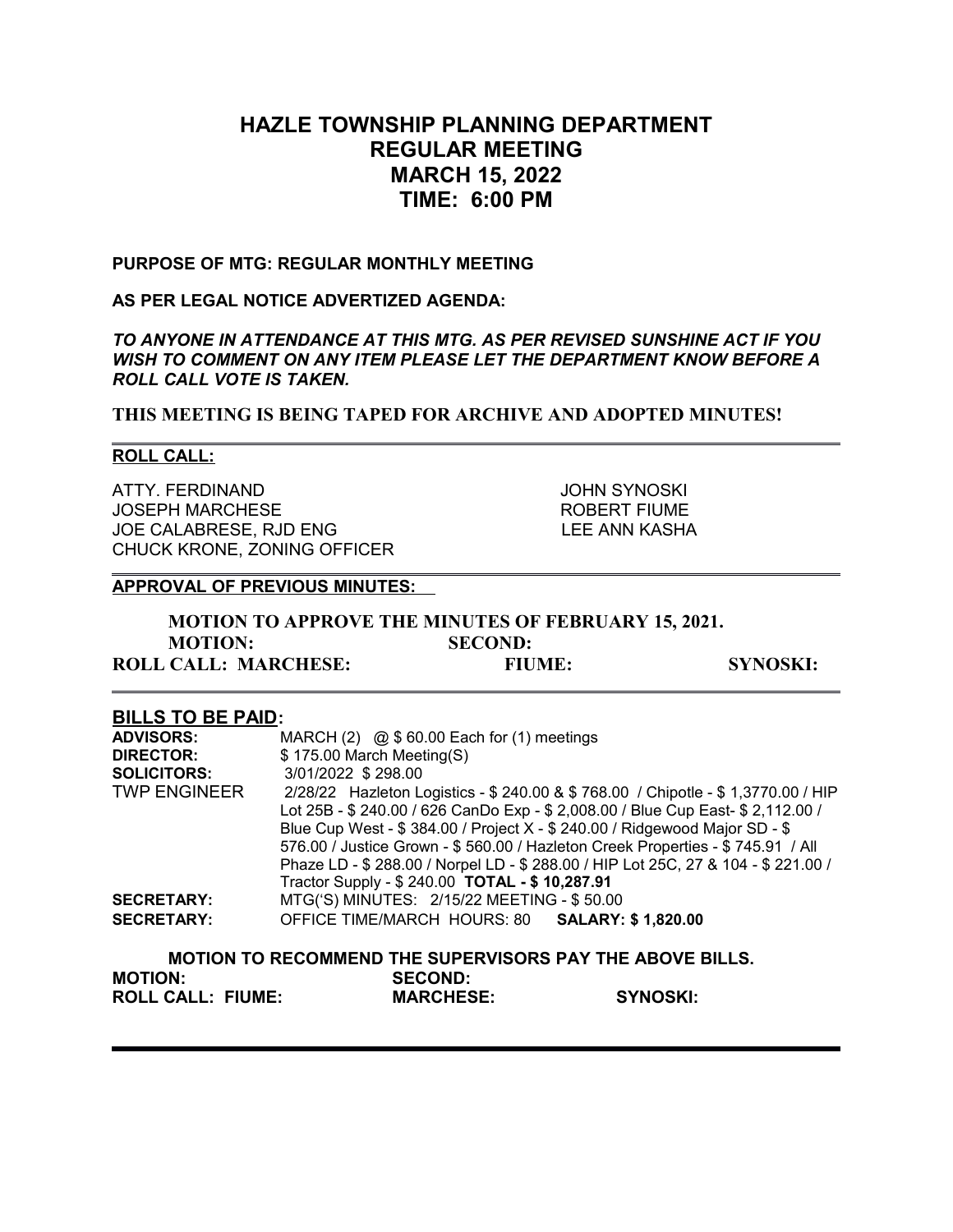# HAZLE TOWNSHIP PLANNING DEPARTMENT
# REGULAR MEETING
# MARCH 15, 2022
# TIME: 6:00 PM

**PURPOSE OF MTG: REGULAR MONTHLY MEETING**

**AS PER LEGAL NOTICE ADVERTIZED AGENDA:**

***TO ANYONE IN ATTENDANCE AT THIS MTG. AS PER REVISED SUNSHINE ACT IF YOU WISH TO COMMENT ON ANY ITEM PLEASE LET THE DEPARTMENT KNOW BEFORE A ROLL CALL VOTE IS TAKEN.***

**THIS MEETING IS BEING TAPED FOR ARCHIVE AND ADOPTED MINUTES!**

---

**ROLL CALL:**

ATTY. FERDINAND
JOSEPH MARCHESE
JOE CALABRESE, RJD ENG
CHUCK KRONE, ZONING OFFICER
JOHN SYNOSKI
ROBERT FIUME
LEE ANN KASHA

---

**APPROVAL OF PREVIOUS MINUTES:**

**MOTION TO APPROVE THE MINUTES OF FEBRUARY 15, 2021.**

**MOTION:** **SECOND:**

**ROLL CALL: MARCHESE:** **FIUME:** **SYNOSKI:**

---

**BILLS TO BE PAID:**

| | |
|---|---|
| **ADVISORS:** | MARCH (2) @ $ 60.00 Each for (1) meetings |
| **DIRECTOR:** | $ 175.00 March Meeting(S) |
| **SOLICITORS:** | 3/01/2022 $ 298.00 |
| TWP ENGINEER | 2/28/22 Hazleton Logistics - $ 240.00 & $ 768.00 / Chipotle - $ 1,3770.00 / HIP Lot 25B - $ 240.00 / 626 CanDo Exp - $ 2,008.00 / Blue Cup East- $ 2,112.00 / Blue Cup West - $ 384.00 / Project X - $ 240.00 / Ridgewood Major SD - $ 576.00 / Justice Grown - $ 560.00 / Hazleton Creek Properties - $ 745.91 / All Phaze LD - $ 288.00 / Norpel LD - $ 288.00 / HIP Lot 25C, 27 & 104 - $ 221.00 / Tractor Supply - $ 240.00 **TOTAL - $ 10,287.91** |
| **SECRETARY:** | MTG('S) MINUTES: 2/15/22 MEETING - $ 50.00 |
| **SECRETARY:** | OFFICE TIME/MARCH HOURS: 80 **SALARY: $ 1,820.00** |

**MOTION TO RECOMMEND THE SUPERVISORS PAY THE ABOVE BILLS.**

**MOTION:** **SECOND:**

**ROLL CALL: FIUME:** **MARCHESE:** **SYNOSKI:**

---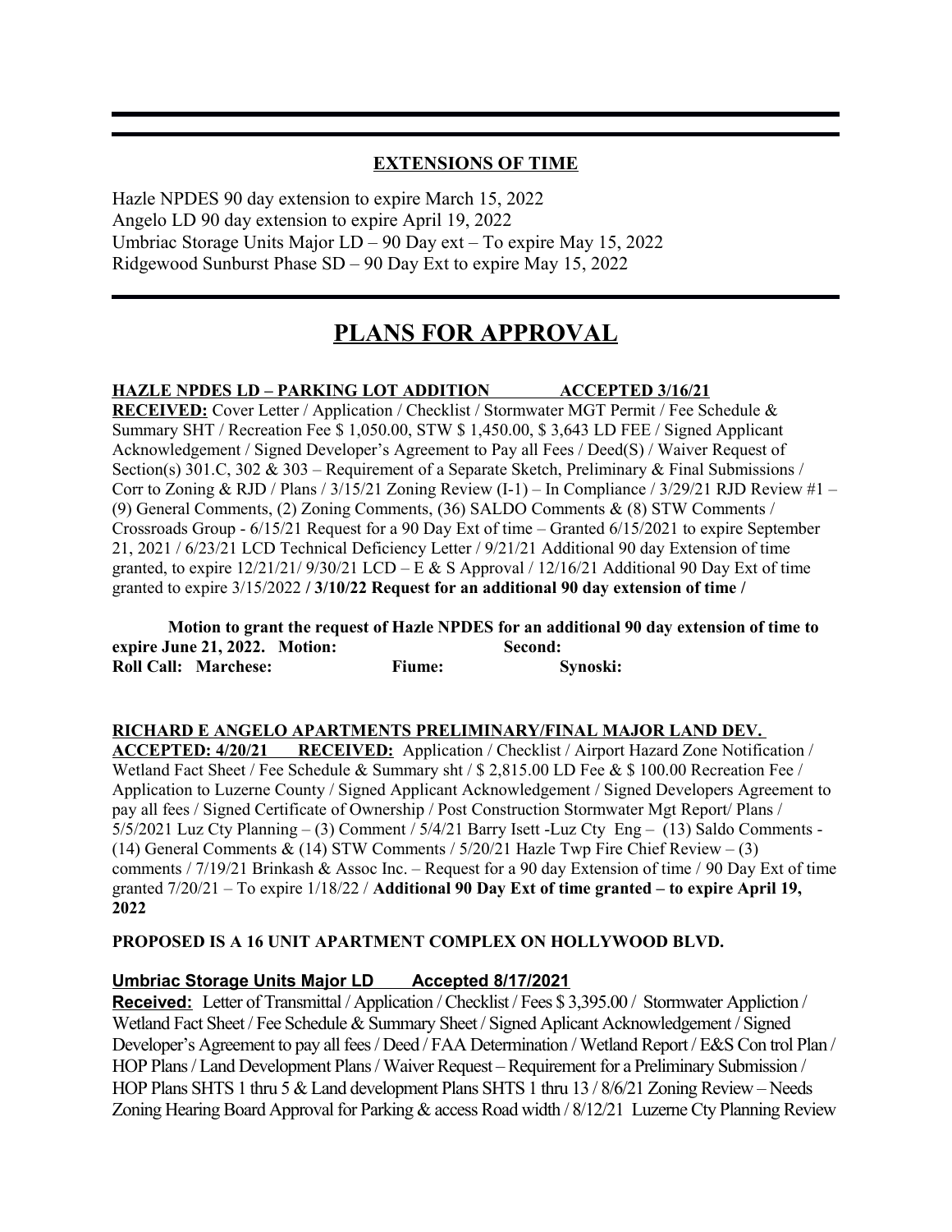## EXTENSIONS OF TIME

Hazle NPDES 90 day extension to expire March 15, 2022
Angelo LD 90 day extension to expire April 19, 2022
Umbriac Storage Units Major LD – 90 Day ext – To expire May 15, 2022
Ridgewood Sunburst Phase SD – 90 Day Ext to expire May 15, 2022

# PLANS FOR APPROVAL

**HAZLE NPDES LD – PARKING LOT ADDITION ACCEPTED 3/16/21**

**RECEIVED:** Cover Letter / Application / Checklist / Stormwater MGT Permit / Fee Schedule & Summary SHT / Recreation Fee $ 1,050.00, STW $ 1,450.00, $ 3,643 LD FEE / Signed Applicant Acknowledgement / Signed Developer's Agreement to Pay all Fees / Deed(S) / Waiver Request of Section(s) 301.C, 302 & 303 – Requirement of a Separate Sketch, Preliminary & Final Submissions / Corr to Zoning & RJD / Plans / 3/15/21 Zoning Review (I-1) – In Compliance / 3/29/21 RJD Review #1 – (9) General Comments, (2) Zoning Comments, (36) SALDO Comments & (8) STW Comments / Crossroads Group - 6/15/21 Request for a 90 Day Ext of time – Granted 6/15/2021 to expire September 21, 2021 / 6/23/21 LCD Technical Deficiency Letter / 9/21/21 Additional 90 day Extension of time granted, to expire 12/21/21/ 9/30/21 LCD – E & S Approval / 12/16/21 Additional 90 Day Ext of time granted to expire 3/15/2022 **/ 3/10/22 Request for an additional 90 day extension of time /**

**Motion to grant the request of Hazle NPDES for an additional 90 day extension of time to expire June 21, 2022. Motion: Second:**
**Roll Call: Marchese: Fiume: Synoski:**

**RICHARD E ANGELO APARTMENTS PRELIMINARY/FINAL MAJOR LAND DEV.**
**ACCEPTED: 4/20/21 RECEIVED:** Application / Checklist / Airport Hazard Zone Notification / Wetland Fact Sheet / Fee Schedule & Summary sht / $ 2,815.00 LD Fee & $ 100.00 Recreation Fee / Application to Luzerne County / Signed Applicant Acknowledgement / Signed Developers Agreement to pay all fees / Signed Certificate of Ownership / Post Construction Stormwater Mgt Report/ Plans / 5/5/2021 Luz Cty Planning – (3) Comment / 5/4/21 Barry Isett -Luz Cty Eng – (13) Saldo Comments - (14) General Comments & (14) STW Comments / 5/20/21 Hazle Twp Fire Chief Review – (3) comments / 7/19/21 Brinkash & Assoc Inc. – Request for a 90 day Extension of time / 90 Day Ext of time granted 7/20/21 – To expire 1/18/22 / **Additional 90 Day Ext of time granted – to expire April 19, 2022**

**PROPOSED IS A 16 UNIT APARTMENT COMPLEX ON HOLLYWOOD BLVD.**

**Umbriac Storage Units Major LD Accepted 8/17/2021**

**Received:** Letter of Transmittal / Application / Checklist / Fees $ 3,395.00 / Stormwater Appliction / Wetland Fact Sheet / Fee Schedule & Summary Sheet / Signed Aplicant Acknowledgement / Signed Developer's Agreement to pay all fees / Deed / FAA Determination / Wetland Report / E&S Con trol Plan / HOP Plans / Land Development Plans / Waiver Request – Requirement for a Preliminary Submission / HOP Plans SHTS 1 thru 5 & Land development Plans SHTS 1 thru 13 / 8/6/21 Zoning Review – Needs Zoning Hearing Board Approval for Parking & access Road width / 8/12/21 Luzerne Cty Planning Review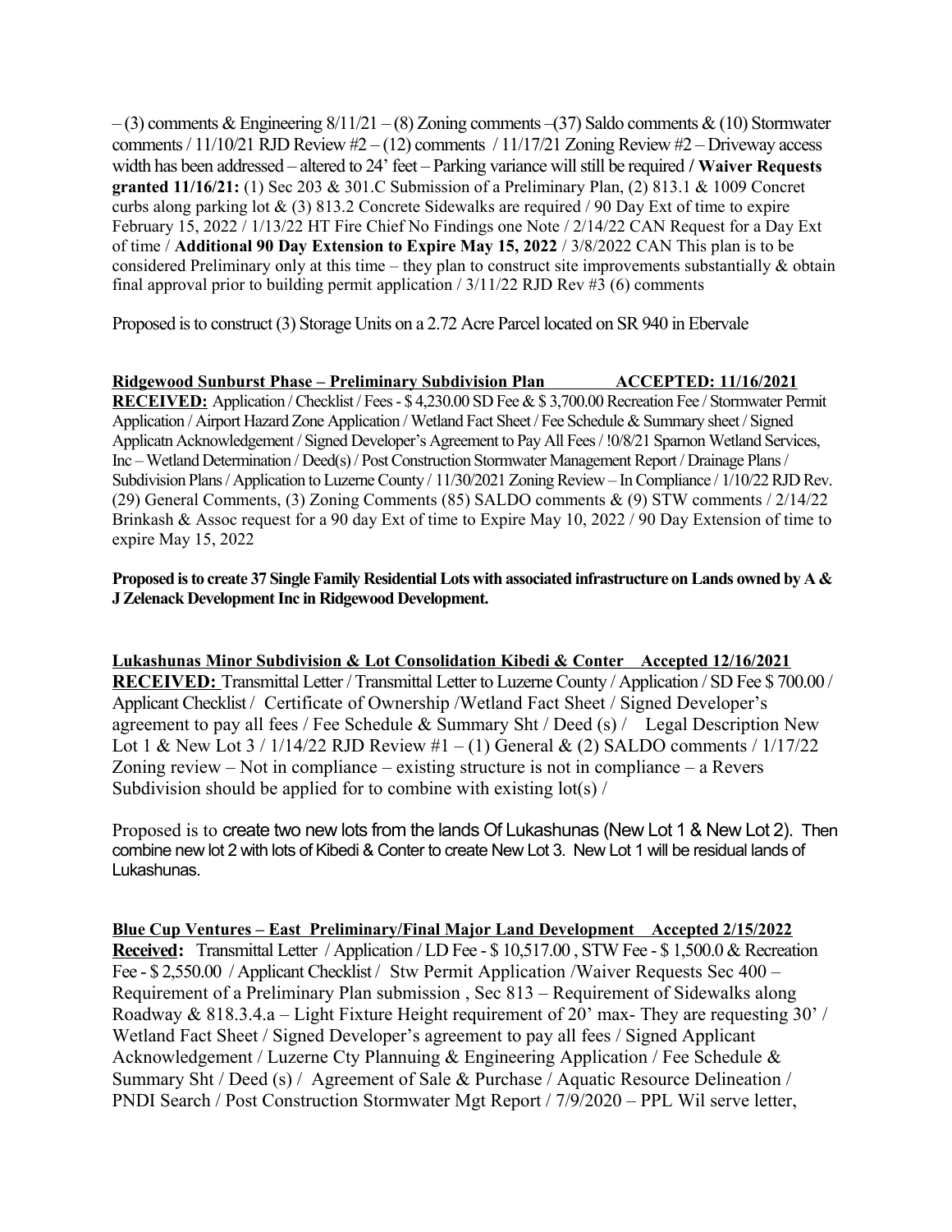– (3) comments & Engineering 8/11/21 – (8) Zoning comments –(37) Saldo comments & (10) Stormwater comments / 11/10/21 RJD Review #2 – (12) comments / 11/17/21 Zoning Review #2 – Driveway access width has been addressed – altered to 24' feet – Parking variance will still be required **/ Waiver Requests granted 11/16/21:** (1) Sec 203 & 301.C Submission of a Preliminary Plan, (2) 813.1 & 1009 Concret curbs along parking lot & (3) 813.2 Concrete Sidewalks are required / 90 Day Ext of time to expire February 15, 2022 / 1/13/22 HT Fire Chief No Findings one Note / 2/14/22 CAN Request for a Day Ext of time / **Additional 90 Day Extension to Expire May 15, 2022** / 3/8/2022 CAN This plan is to be considered Preliminary only at this time – they plan to construct site improvements substantially & obtain final approval prior to building permit application / 3/11/22 RJD Rev #3 (6) comments

Proposed is to construct (3) Storage Units on a 2.72 Acre Parcel located on SR 940 in Ebervale

**Ridgewood Sunburst Phase – Preliminary Subdivision Plan ACCEPTED: 11/16/2021**

**RECEIVED:** Application / Checklist / Fees - $ 4,230.00 SD Fee & $ 3,700.00 Recreation Fee / Stormwater Permit Application / Airport Hazard Zone Application / Wetland Fact Sheet / Fee Schedule & Summary sheet / Signed Applicatn Acknowledgement / Signed Developer's Agreement to Pay All Fees / !0/8/21 Sparnon Wetland Services, Inc – Wetland Determination / Deed(s) / Post Construction Stormwater Management Report / Drainage Plans / Subdivision Plans / Application to Luzerne County / 11/30/2021 Zoning Review – In Compliance / 1/10/22 RJD Rev. (29) General Comments, (3) Zoning Comments (85) SALDO comments & (9) STW comments / 2/14/22 Brinkash & Assoc request for a 90 day Ext of time to Expire May 10, 2022 / 90 Day Extension of time to expire May 15, 2022

**Proposed is to create 37 Single Family Residential Lots with associated infrastructure on Lands owned by A & J Zelenack Development Inc in Ridgewood Development.**

**Lukashunas Minor Subdivision & Lot Consolidation Kibedi & Conter Accepted 12/16/2021**

**RECEIVED:** Transmittal Letter / Transmittal Letter to Luzerne County / Application / SD Fee $ 700.00 / Applicant Checklist / Certificate of Ownership /Wetland Fact Sheet / Signed Developer's agreement to pay all fees / Fee Schedule & Summary Sht / Deed (s) / Legal Description New Lot 1 & New Lot 3 / 1/14/22 RJD Review #1 – (1) General & (2) SALDO comments / 1/17/22 Zoning review – Not in compliance – existing structure is not in compliance – a Revers Subdivision should be applied for to combine with existing lot(s) /

Proposed is to create two new lots from the lands Of Lukashunas (New Lot 1 & New Lot 2). Then combine new lot 2 with lots of Kibedi & Conter to create New Lot 3. New Lot 1 will be residual lands of Lukashunas.

**Blue Cup Ventures – East Preliminary/Final Major Land Development Accepted 2/15/2022**

**Received:** Transmittal Letter / Application / LD Fee - $ 10,517.00 , STW Fee - $ 1,500.0 & Recreation Fee - $ 2,550.00 / Applicant Checklist / Stw Permit Application /Waiver Requests Sec 400 – Requirement of a Preliminary Plan submission , Sec 813 – Requirement of Sidewalks along Roadway & 818.3.4.a – Light Fixture Height requirement of 20' max- They are requesting 30' / Wetland Fact Sheet / Signed Developer's agreement to pay all fees / Signed Applicant Acknowledgement / Luzerne Cty Plannuing & Engineering Application / Fee Schedule & Summary Sht / Deed (s) / Agreement of Sale & Purchase / Aquatic Resource Delineation / PNDI Search / Post Construction Stormwater Mgt Report / 7/9/2020 – PPL Wil serve letter,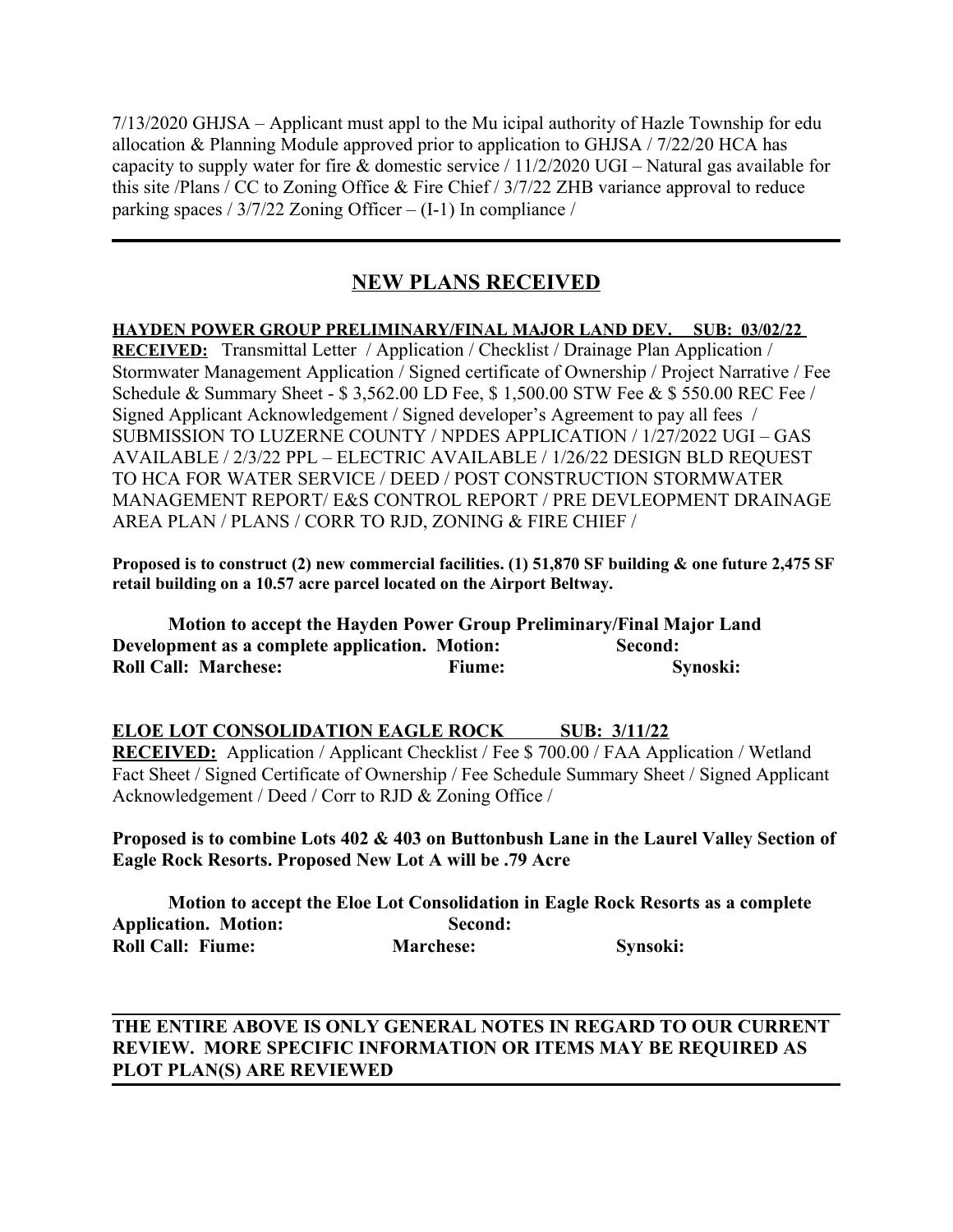7/13/2020 GHJSA – Applicant must appl to the Mu icipal authority of Hazle Township for edu allocation & Planning Module approved prior to application to GHJSA / 7/22/20 HCA has capacity to supply water for fire & domestic service / 11/2/2020 UGI – Natural gas available for this site /Plans / CC to Zoning Office & Fire Chief / 3/7/22 ZHB variance approval to reduce parking spaces / 3/7/22 Zoning Officer – (I-1) In compliance /

---

## NEW PLANS RECEIVED

**HAYDEN POWER GROUP PRELIMINARY/FINAL MAJOR LAND DEV. SUB: 03/02/22**

**RECEIVED:** Transmittal Letter / Application / Checklist / Drainage Plan Application / Stormwater Management Application / Signed certificate of Ownership / Project Narrative / Fee Schedule & Summary Sheet - $ 3,562.00 LD Fee, $ 1,500.00 STW Fee & $ 550.00 REC Fee / Signed Applicant Acknowledgement / Signed developer's Agreement to pay all fees / SUBMISSION TO LUZERNE COUNTY / NPDES APPLICATION / 1/27/2022 UGI – GAS AVAILABLE / 2/3/22 PPL – ELECTRIC AVAILABLE / 1/26/22 DESIGN BLD REQUEST TO HCA FOR WATER SERVICE / DEED / POST CONSTRUCTION STORMWATER MANAGEMENT REPORT/ E&S CONTROL REPORT / PRE DEVLEOPMENT DRAINAGE AREA PLAN / PLANS / CORR TO RJD, ZONING & FIRE CHIEF /

**Proposed is to construct (2) new commercial facilities. (1) 51,870 SF building & one future 2,475 SF retail building on a 10.57 acre parcel located on the Airport Beltway.**

**Motion to accept the Hayden Power Group Preliminary/Final Major Land Development as a complete application. Motion: Second:**
**Roll Call: Marchese: Fiume: Synoski:**

**ELOE LOT CONSOLIDATION EAGLE ROCK SUB: 3/11/22**

**RECEIVED:** Application / Applicant Checklist / Fee $ 700.00 / FAA Application / Wetland Fact Sheet / Signed Certificate of Ownership / Fee Schedule Summary Sheet / Signed Applicant Acknowledgement / Deed / Corr to RJD & Zoning Office /

**Proposed is to combine Lots 402 & 403 on Buttonbush Lane in the Laurel Valley Section of Eagle Rock Resorts. Proposed New Lot A will be .79 Acre**

**Motion to accept the Eloe Lot Consolidation in Eagle Rock Resorts as a complete Application. Motion: Second:**
**Roll Call: Fiume: Marchese: Synsoki:**

---

**THE ENTIRE ABOVE IS ONLY GENERAL NOTES IN REGARD TO OUR CURRENT REVIEW. MORE SPECIFIC INFORMATION OR ITEMS MAY BE REQUIRED AS PLOT PLAN(S) ARE REVIEWED**

---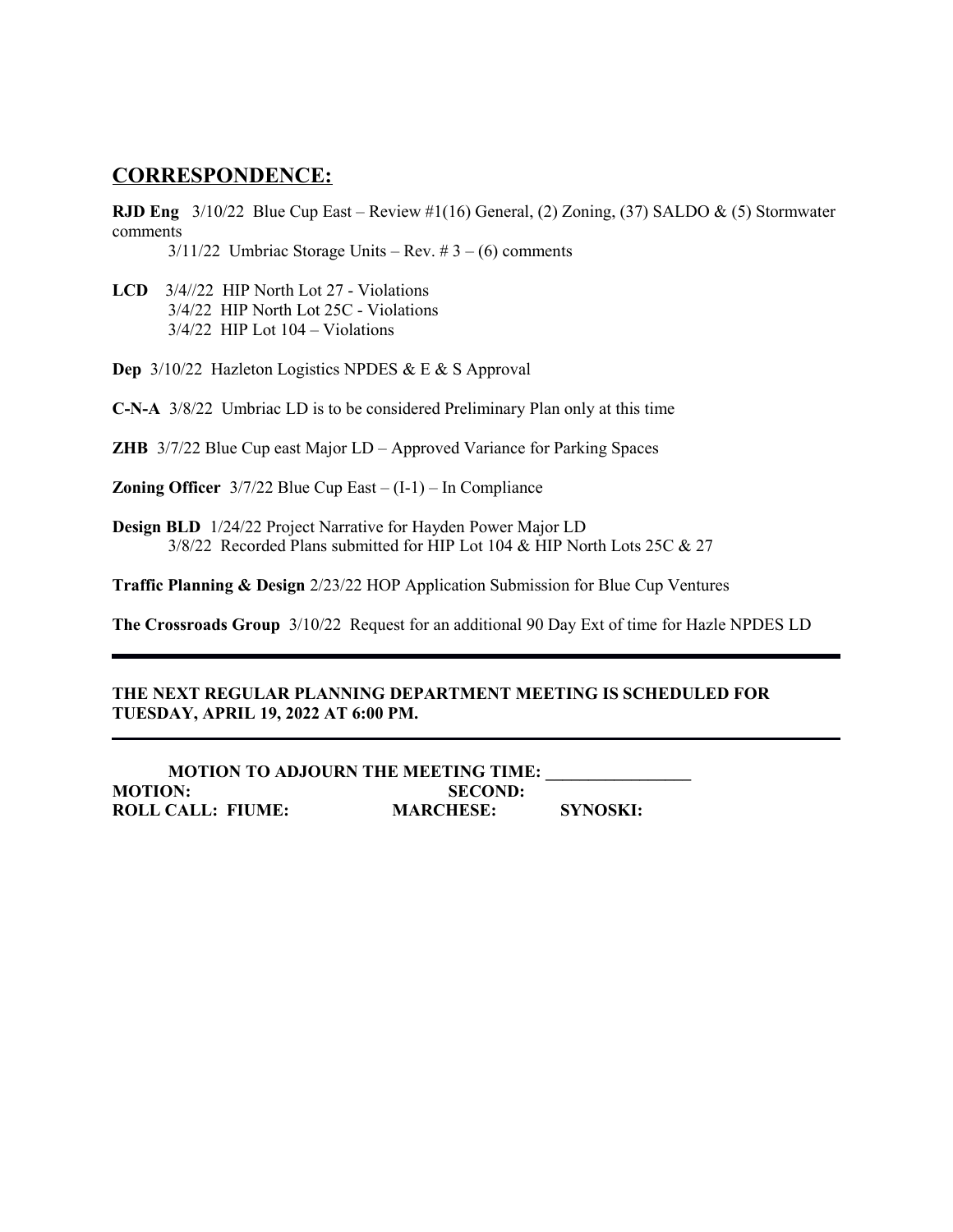## CORRESPONDENCE:

**RJD Eng** 3/10/22 Blue Cup East – Review #1(16) General, (2) Zoning, (37) SALDO & (5) Stormwater comments

3/11/22 Umbriac Storage Units – Rev. # 3 – (6) comments

**LCD** 3/4//22 HIP North Lot 27 - Violations

3/4/22 HIP North Lot 25C - Violations

3/4/22 HIP Lot 104 – Violations

**Dep** 3/10/22 Hazleton Logistics NPDES & E & S Approval

**C-N-A** 3/8/22 Umbriac LD is to be considered Preliminary Plan only at this time

**ZHB** 3/7/22 Blue Cup east Major LD – Approved Variance for Parking Spaces

**Zoning Officer** 3/7/22 Blue Cup East – (I-1) – In Compliance

**Design BLD** 1/24/22 Project Narrative for Hayden Power Major LD

3/8/22 Recorded Plans submitted for HIP Lot 104 & HIP North Lots 25C & 27

**Traffic Planning & Design** 2/23/22 HOP Application Submission for Blue Cup Ventures

**The Crossroads Group** 3/10/22 Request for an additional 90 Day Ext of time for Hazle NPDES LD

---

**THE NEXT REGULAR PLANNING DEPARTMENT MEETING IS SCHEDULED FOR TUESDAY, APRIL 19, 2022 AT 6:00 PM.**

---

**MOTION TO ADJOURN THE MEETING TIME: \_\_\_\_\_\_\_\_\_\_\_\_\_\_\_\_\_**

**MOTION:** **SECOND:**

**ROLL CALL: FIUME:** **MARCHESE:** **SYNOSKI:**